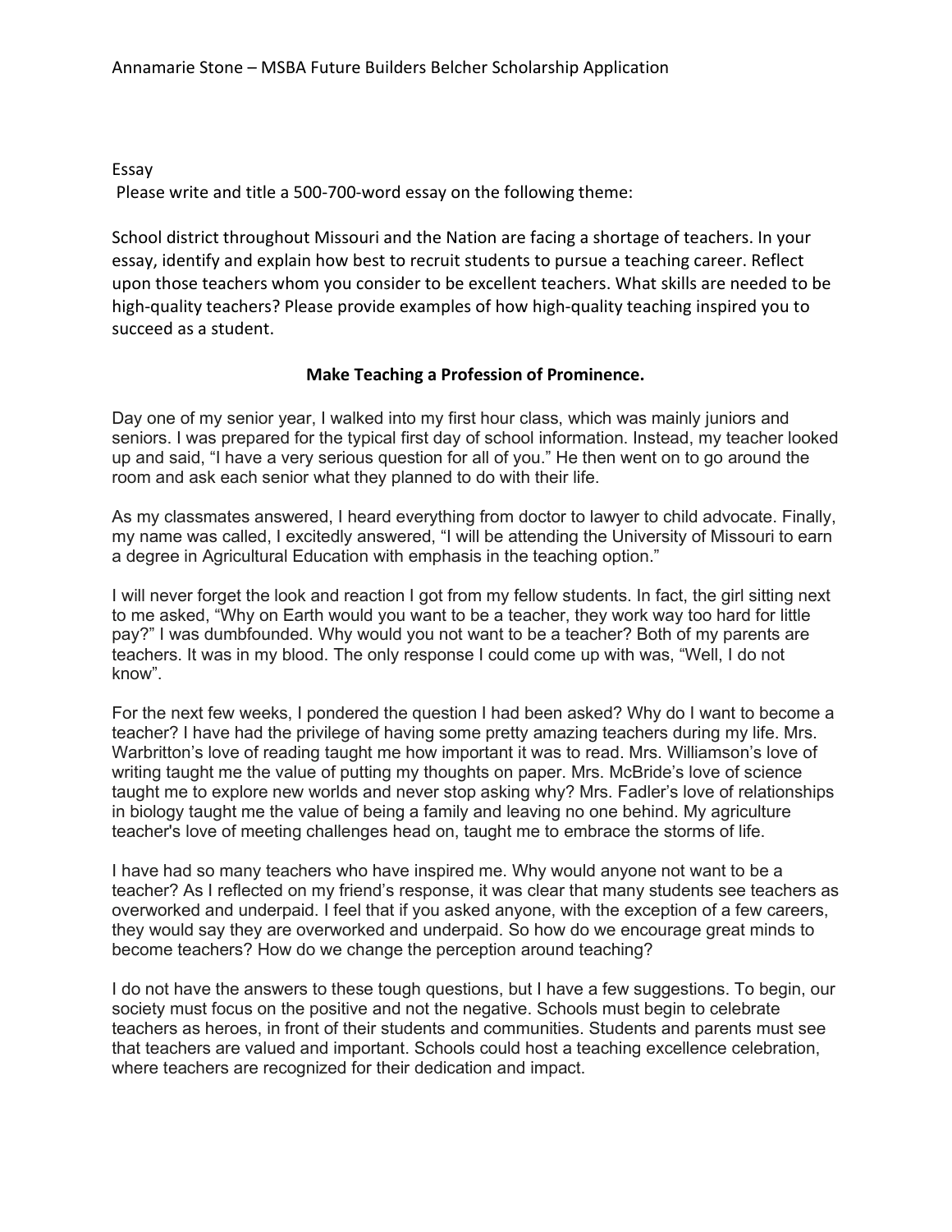Annamarie Stone – MSBA Future Builders Belcher Scholarship Application

Essay

Please write and title a 500-700-word essay on the following theme:

School district throughout Missouri and the Nation are facing a shortage of teachers. In your essay, identify and explain how best to recruit students to pursue a teaching career. Reflect upon those teachers whom you consider to be excellent teachers. What skills are needed to be high-quality teachers? Please provide examples of how high-quality teaching inspired you to succeed as a student.

**Make Teaching a Profession of Prominence.**

Day one of my senior year, I walked into my first hour class, which was mainly juniors and seniors. I was prepared for the typical first day of school information. Instead, my teacher looked up and said, "I have a very serious question for all of you." He then went on to go around the room and ask each senior what they planned to do with their life.

As my classmates answered, I heard everything from doctor to lawyer to child advocate. Finally, my name was called, I excitedly answered, "I will be attending the University of Missouri to earn a degree in Agricultural Education with emphasis in the teaching option."

I will never forget the look and reaction I got from my fellow students. In fact, the girl sitting next to me asked, "Why on Earth would you want to be a teacher, they work way too hard for little pay?" I was dumbfounded. Why would you not want to be a teacher? Both of my parents are teachers. It was in my blood. The only response I could come up with was, "Well, I do not know".

For the next few weeks, I pondered the question I had been asked? Why do I want to become a teacher? I have had the privilege of having some pretty amazing teachers during my life. Mrs. Warbritton's love of reading taught me how important it was to read. Mrs. Williamson's love of writing taught me the value of putting my thoughts on paper. Mrs. McBride's love of science taught me to explore new worlds and never stop asking why? Mrs. Fadler's love of relationships in biology taught me the value of being a family and leaving no one behind. My agriculture teacher's love of meeting challenges head on, taught me to embrace the storms of life.

I have had so many teachers who have inspired me. Why would anyone not want to be a teacher? As I reflected on my friend's response, it was clear that many students see teachers as overworked and underpaid. I feel that if you asked anyone, with the exception of a few careers, they would say they are overworked and underpaid. So how do we encourage great minds to become teachers? How do we change the perception around teaching?

I do not have the answers to these tough questions, but I have a few suggestions. To begin, our society must focus on the positive and not the negative. Schools must begin to celebrate teachers as heroes, in front of their students and communities. Students and parents must see that teachers are valued and important. Schools could host a teaching excellence celebration, where teachers are recognized for their dedication and impact.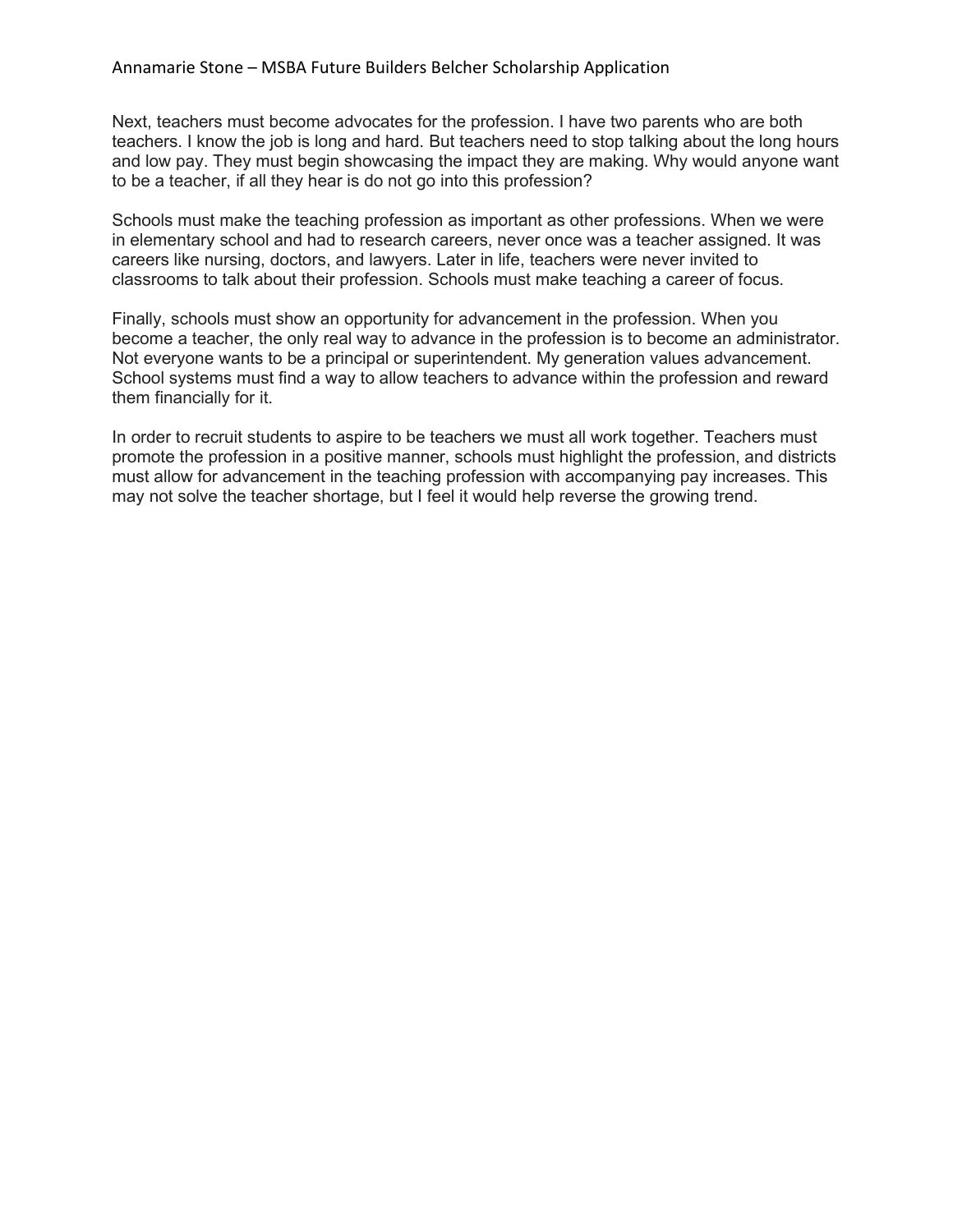Next, teachers must become advocates for the profession. I have two parents who are both teachers. I know the job is long and hard. But teachers need to stop talking about the long hours and low pay. They must begin showcasing the impact they are making. Why would anyone want to be a teacher, if all they hear is do not go into this profession?

Schools must make the teaching profession as important as other professions. When we were in elementary school and had to research careers, never once was a teacher assigned. It was careers like nursing, doctors, and lawyers. Later in life, teachers were never invited to classrooms to talk about their profession. Schools must make teaching a career of focus.

Finally, schools must show an opportunity for advancement in the profession. When you become a teacher, the only real way to advance in the profession is to become an administrator. Not everyone wants to be a principal or superintendent. My generation values advancement. School systems must find a way to allow teachers to advance within the profession and reward them financially for it.

In order to recruit students to aspire to be teachers we must all work together. Teachers must promote the profession in a positive manner, schools must highlight the profession, and districts must allow for advancement in the teaching profession with accompanying pay increases. This may not solve the teacher shortage, but I feel it would help reverse the growing trend.